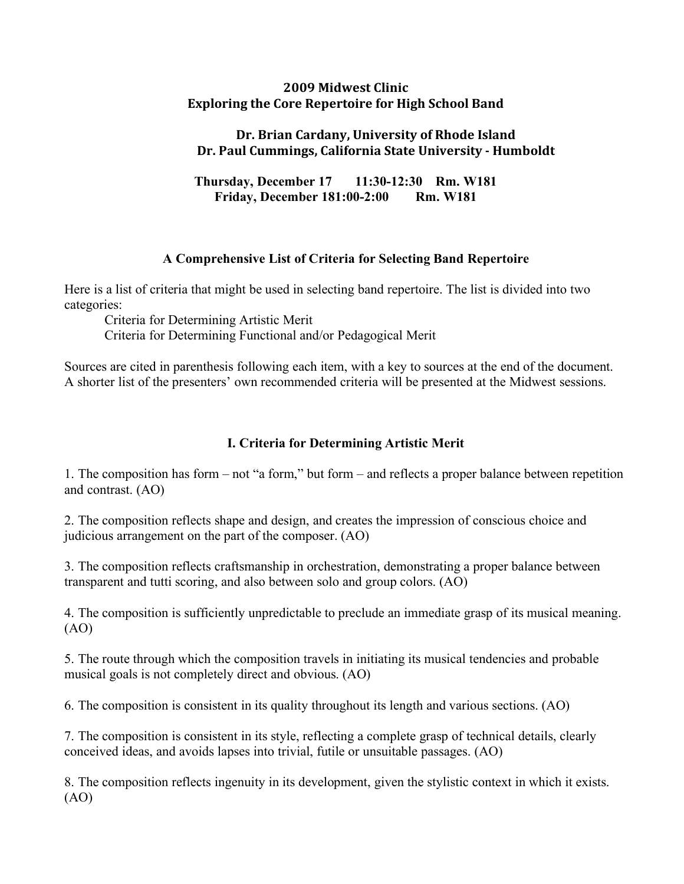# 2009 Midwest Clinic
# Exploring the Core Repertoire for High School Band

**Dr. Brian Cardany, University of Rhode Island**
**Dr. Paul Cummings, California State University - Humboldt**

**Thursday, December 17 11:30-12:30 Rm. W181**
**Friday, December 181:00-2:00 Rm. W181**

## A Comprehensive List of Criteria for Selecting Band Repertoire

Here is a list of criteria that might be used in selecting band repertoire. The list is divided into two categories:

Criteria for Determining Artistic Merit
Criteria for Determining Functional and/or Pedagogical Merit

Sources are cited in parenthesis following each item, with a key to sources at the end of the document. A shorter list of the presenters' own recommended criteria will be presented at the Midwest sessions.

## I. Criteria for Determining Artistic Merit

1. The composition has form – not "a form," but form – and reflects a proper balance between repetition and contrast. (AO)

2. The composition reflects shape and design, and creates the impression of conscious choice and judicious arrangement on the part of the composer. (AO)

3. The composition reflects craftsmanship in orchestration, demonstrating a proper balance between transparent and tutti scoring, and also between solo and group colors. (AO)

4. The composition is sufficiently unpredictable to preclude an immediate grasp of its musical meaning. (AO)

5. The route through which the composition travels in initiating its musical tendencies and probable musical goals is not completely direct and obvious. (AO)

6. The composition is consistent in its quality throughout its length and various sections. (AO)

7. The composition is consistent in its style, reflecting a complete grasp of technical details, clearly conceived ideas, and avoids lapses into trivial, futile or unsuitable passages. (AO)

8. The composition reflects ingenuity in its development, given the stylistic context in which it exists. (AO)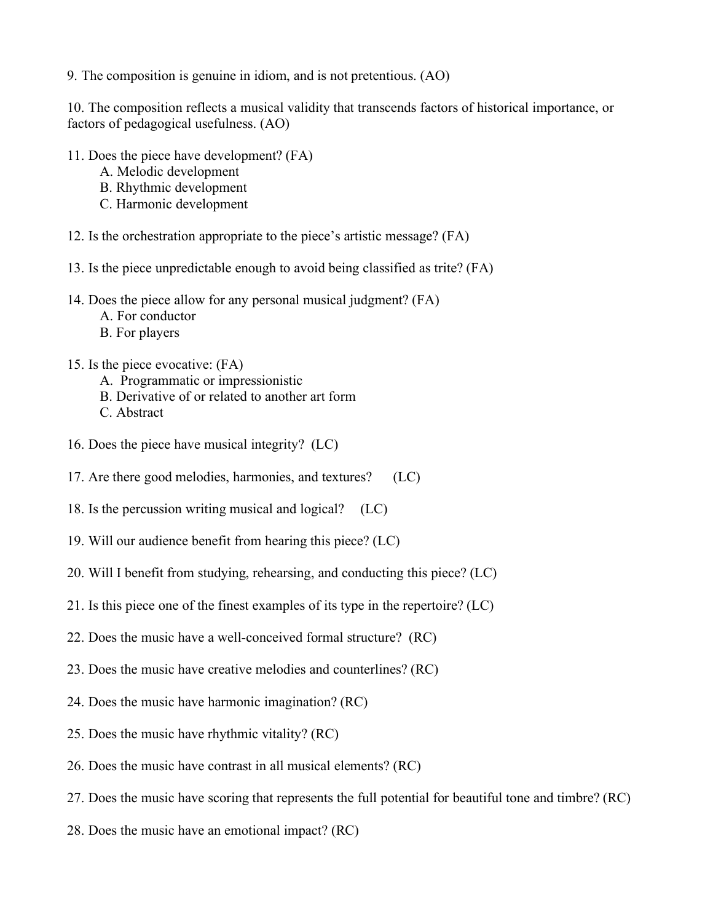9. The composition is genuine in idiom, and is not pretentious. (AO)

10. The composition reflects a musical validity that transcends factors of historical importance, or factors of pedagogical usefulness. (AO)

11. Does the piece have development? (FA)
    - A. Melodic development
    - B. Rhythmic development
    - C. Harmonic development

12. Is the orchestration appropriate to the piece's artistic message? (FA)

13. Is the piece unpredictable enough to avoid being classified as trite? (FA)

14. Does the piece allow for any personal musical judgment? (FA)
    - A. For conductor
    - B. For players

15. Is the piece evocative: (FA)
    - A. Programmatic or impressionistic
    - B. Derivative of or related to another art form
    - C. Abstract

16. Does the piece have musical integrity? (LC)

17. Are there good melodies, harmonies, and textures? (LC)

18. Is the percussion writing musical and logical? (LC)

19. Will our audience benefit from hearing this piece? (LC)

20. Will I benefit from studying, rehearsing, and conducting this piece? (LC)

21. Is this piece one of the finest examples of its type in the repertoire? (LC)

22. Does the music have a well-conceived formal structure? (RC)

23. Does the music have creative melodies and counterlines? (RC)

24. Does the music have harmonic imagination? (RC)

25. Does the music have rhythmic vitality? (RC)

26. Does the music have contrast in all musical elements? (RC)

27. Does the music have scoring that represents the full potential for beautiful tone and timbre? (RC)

28. Does the music have an emotional impact? (RC)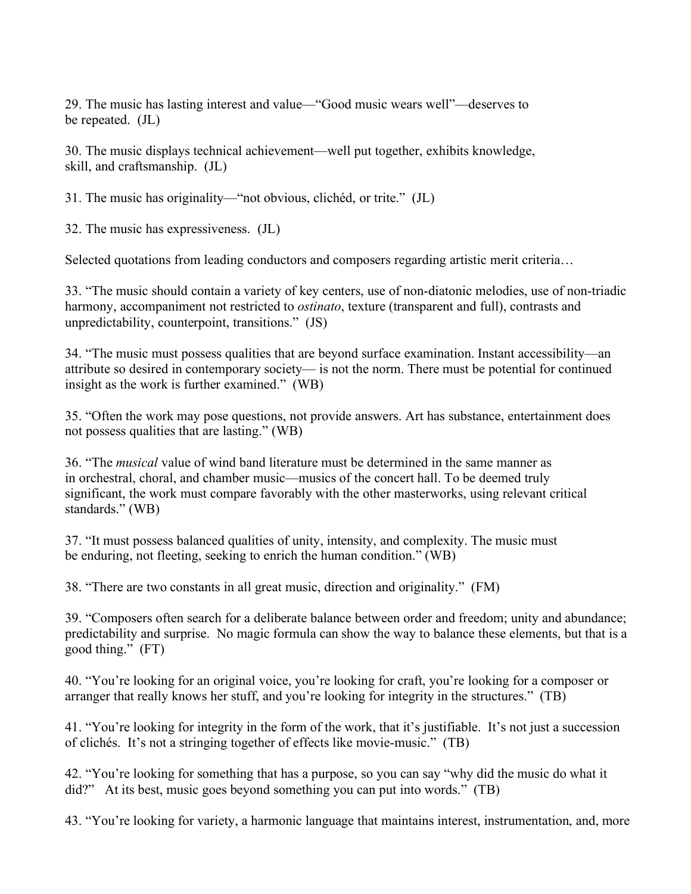29. The music has lasting interest and value—"Good music wears well"—deserves to be repeated. (JL)

30. The music displays technical achievement—well put together, exhibits knowledge, skill, and craftsmanship. (JL)

31. The music has originality—"not obvious, clichéd, or trite." (JL)

32. The music has expressiveness. (JL)

Selected quotations from leading conductors and composers regarding artistic merit criteria…

33. "The music should contain a variety of key centers, use of non-diatonic melodies, use of non-triadic harmony, accompaniment not restricted to *ostinato*, texture (transparent and full), contrasts and unpredictability, counterpoint, transitions." (JS)

34. "The music must possess qualities that are beyond surface examination. Instant accessibility—an attribute so desired in contemporary society— is not the norm. There must be potential for continued insight as the work is further examined." (WB)

35. "Often the work may pose questions, not provide answers. Art has substance, entertainment does not possess qualities that are lasting." (WB)

36. "The *musical* value of wind band literature must be determined in the same manner as in orchestral, choral, and chamber music—musics of the concert hall. To be deemed truly significant, the work must compare favorably with the other masterworks, using relevant critical standards." (WB)

37. "It must possess balanced qualities of unity, intensity, and complexity. The music must be enduring, not fleeting, seeking to enrich the human condition." (WB)

38. "There are two constants in all great music, direction and originality." (FM)

39. "Composers often search for a deliberate balance between order and freedom; unity and abundance; predictability and surprise. No magic formula can show the way to balance these elements, but that is a good thing." (FT)

40. "You're looking for an original voice, you're looking for craft, you're looking for a composer or arranger that really knows her stuff, and you're looking for integrity in the structures." (TB)

41. "You're looking for integrity in the form of the work, that it's justifiable. It's not just a succession of clichés. It's not a stringing together of effects like movie-music." (TB)

42. "You're looking for something that has a purpose, so you can say "why did the music do what it did?" At its best, music goes beyond something you can put into words." (TB)

43. "You're looking for variety, a harmonic language that maintains interest, instrumentation, and, more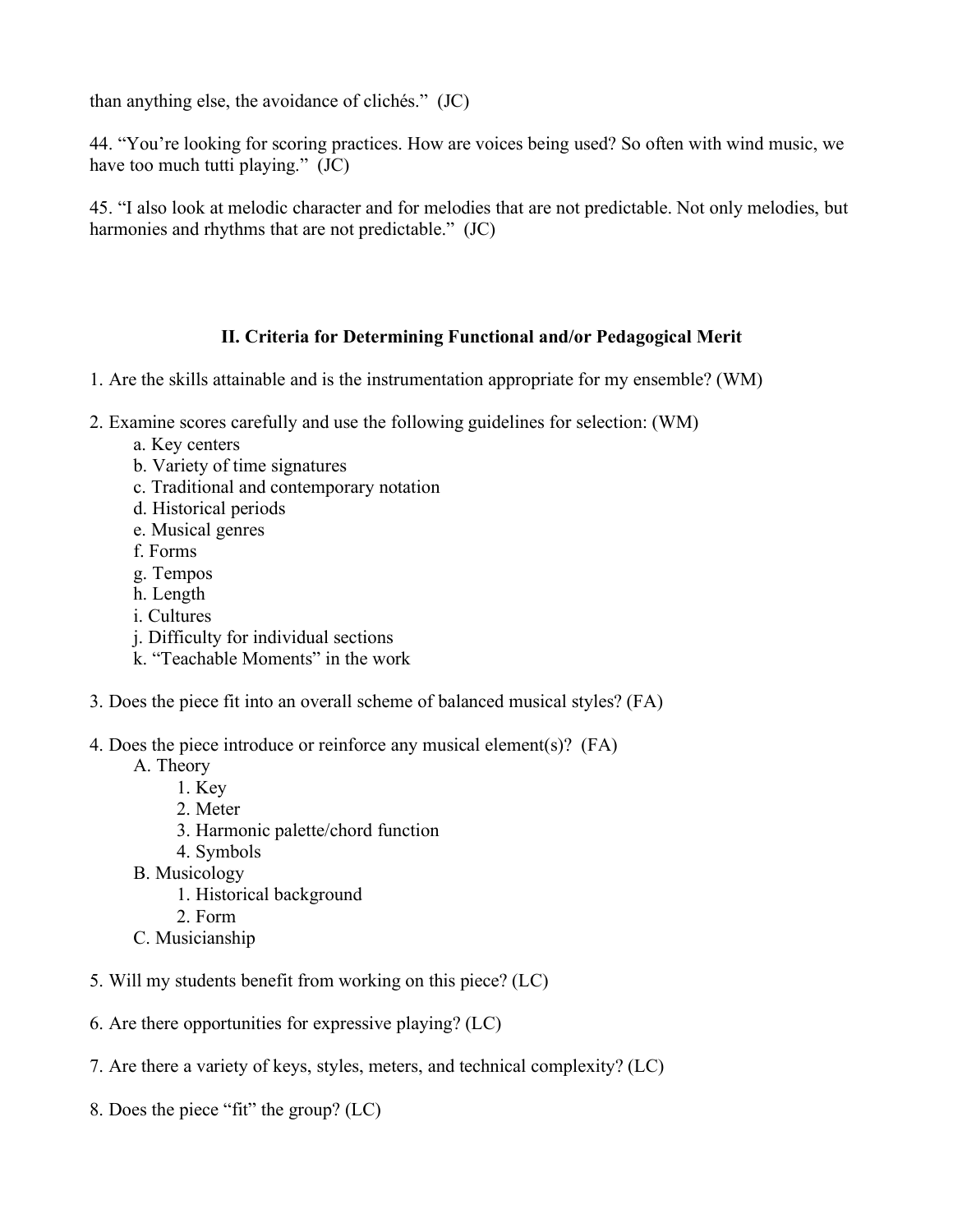than anything else, the avoidance of clichés." (JC)

44. "You're looking for scoring practices. How are voices being used? So often with wind music, we have too much tutti playing." (JC)

45. "I also look at melodic character and for melodies that are not predictable. Not only melodies, but harmonies and rhythms that are not predictable." (JC)

## II. Criteria for Determining Functional and/or Pedagogical Merit

1. Are the skills attainable and is the instrumentation appropriate for my ensemble? (WM)

2. Examine scores carefully and use the following guidelines for selection: (WM)
    - a. Key centers
    - b. Variety of time signatures
    - c. Traditional and contemporary notation
    - d. Historical periods
    - e. Musical genres
    - f. Forms
    - g. Tempos
    - h. Length
    - i. Cultures
    - j. Difficulty for individual sections
    - k. "Teachable Moments" in the work

3. Does the piece fit into an overall scheme of balanced musical styles? (FA)

4. Does the piece introduce or reinforce any musical element(s)? (FA)
    - A. Theory
        1. Key
        2. Meter
        3. Harmonic palette/chord function
        4. Symbols
    - B. Musicology
        1. Historical background
        2. Form
    - C. Musicianship

5. Will my students benefit from working on this piece? (LC)

6. Are there opportunities for expressive playing? (LC)

7. Are there a variety of keys, styles, meters, and technical complexity? (LC)

8. Does the piece "fit" the group? (LC)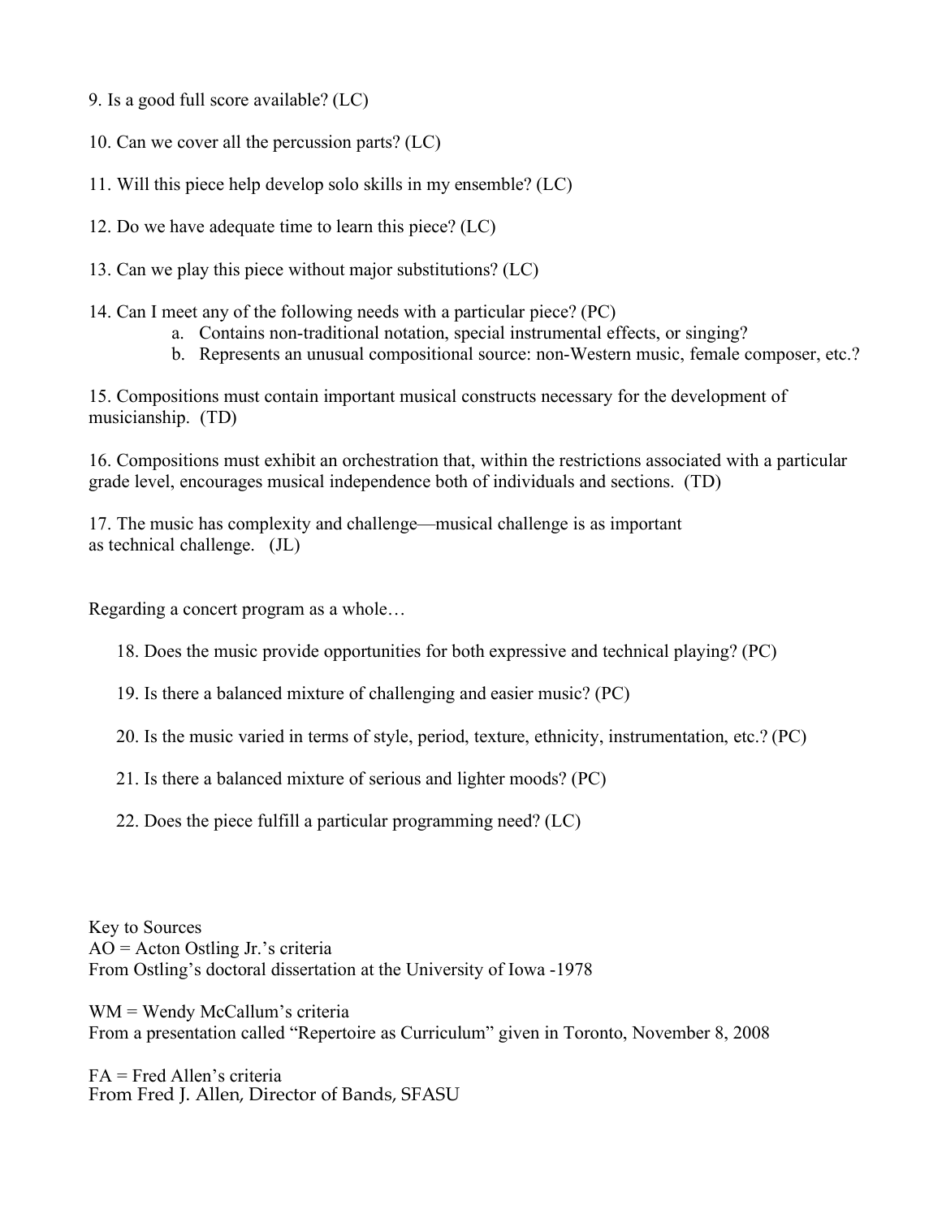9. Is a good full score available? (LC)

10. Can we cover all the percussion parts? (LC)

11. Will this piece help develop solo skills in my ensemble? (LC)

12. Do we have adequate time to learn this piece? (LC)

13. Can we play this piece without major substitutions? (LC)

14. Can I meet any of the following needs with a particular piece? (PC)
    a. Contains non-traditional notation, special instrumental effects, or singing?
    b. Represents an unusual compositional source: non-Western music, female composer, etc.?

15. Compositions must contain important musical constructs necessary for the development of musicianship. (TD)

16. Compositions must exhibit an orchestration that, within the restrictions associated with a particular grade level, encourages musical independence both of individuals and sections. (TD)

17. The music has complexity and challenge—musical challenge is as important as technical challenge. (JL)

Regarding a concert program as a whole…

18. Does the music provide opportunities for both expressive and technical playing? (PC)

19. Is there a balanced mixture of challenging and easier music? (PC)

20. Is the music varied in terms of style, period, texture, ethnicity, instrumentation, etc.? (PC)

21. Is there a balanced mixture of serious and lighter moods? (PC)

22. Does the piece fulfill a particular programming need? (LC)

Key to Sources
AO = Acton Ostling Jr.'s criteria
From Ostling's doctoral dissertation at the University of Iowa -1978

WM = Wendy McCallum's criteria
From a presentation called "Repertoire as Curriculum" given in Toronto, November 8, 2008

FA = Fred Allen's criteria
From Fred J. Allen, Director of Bands, SFASU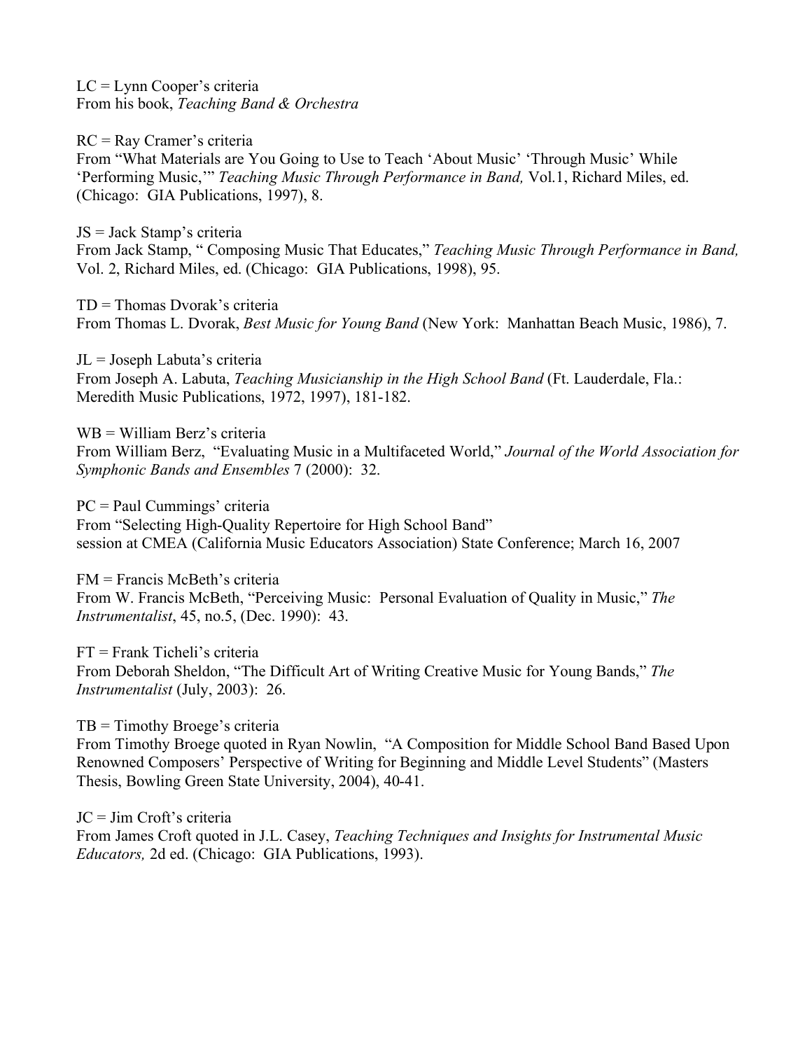LC = Lynn Cooper's criteria
From his book, *Teaching Band & Orchestra*

RC = Ray Cramer's criteria
From "What Materials are You Going to Use to Teach 'About Music' 'Through Music' While 'Performing Music,'" *Teaching Music Through Performance in Band,* Vol.1, Richard Miles, ed. (Chicago: GIA Publications, 1997), 8.

JS = Jack Stamp's criteria
From Jack Stamp, " Composing Music That Educates," *Teaching Music Through Performance in Band,* Vol. 2, Richard Miles, ed. (Chicago: GIA Publications, 1998), 95.

TD = Thomas Dvorak's criteria
From Thomas L. Dvorak, *Best Music for Young Band* (New York: Manhattan Beach Music, 1986), 7.

JL = Joseph Labuta's criteria
From Joseph A. Labuta, *Teaching Musicianship in the High School Band* (Ft. Lauderdale, Fla.: Meredith Music Publications, 1972, 1997), 181-182.

WB = William Berz's criteria
From William Berz, "Evaluating Music in a Multifaceted World," *Journal of the World Association for Symphonic Bands and Ensembles* 7 (2000): 32.

PC = Paul Cummings' criteria
From "Selecting High-Quality Repertoire for High School Band"
session at CMEA (California Music Educators Association) State Conference; March 16, 2007

FM = Francis McBeth's criteria
From W. Francis McBeth, "Perceiving Music: Personal Evaluation of Quality in Music," *The Instrumentalist*, 45, no.5, (Dec. 1990): 43.

FT = Frank Ticheli's criteria
From Deborah Sheldon, "The Difficult Art of Writing Creative Music for Young Bands," *The Instrumentalist* (July, 2003): 26.

TB = Timothy Broege's criteria
From Timothy Broege quoted in Ryan Nowlin, "A Composition for Middle School Band Based Upon Renowned Composers' Perspective of Writing for Beginning and Middle Level Students" (Masters Thesis, Bowling Green State University, 2004), 40-41.

JC = Jim Croft's criteria
From James Croft quoted in J.L. Casey, *Teaching Techniques and Insights for Instrumental Music Educators,* 2d ed. (Chicago: GIA Publications, 1993).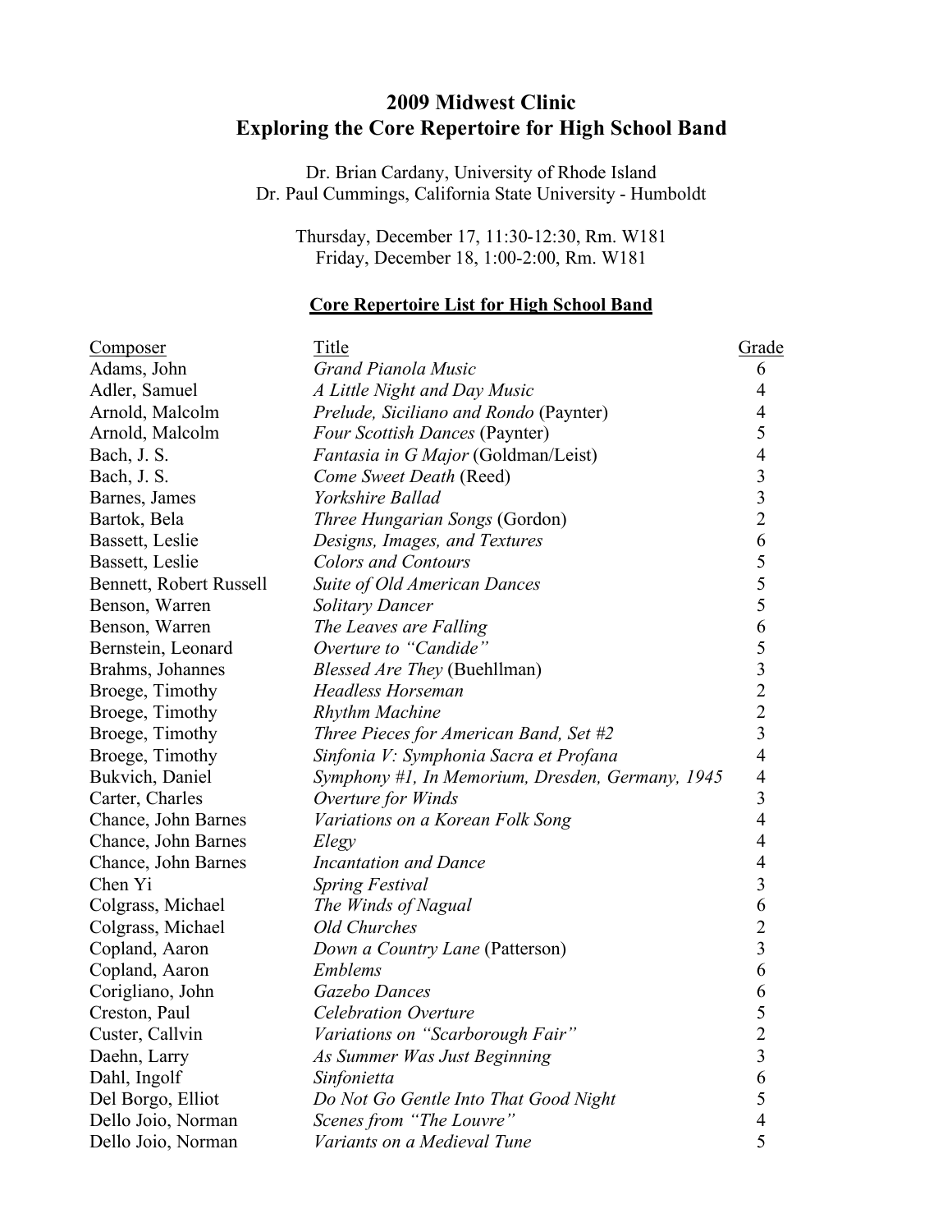# 2009 Midwest Clinic
# Exploring the Core Repertoire for High School Band

Dr. Brian Cardany, University of Rhode Island
Dr. Paul Cummings, California State University - Humboldt

Thursday, December 17, 11:30-12:30, Rm. W181
Friday, December 18, 1:00-2:00, Rm. W181

## Core Repertoire List for High School Band

| Composer | Title | Grade |
|---|---|---|
| Adams, John | *Grand Pianola Music* | 6 |
| Adler, Samuel | *A Little Night and Day Music* | 4 |
| Arnold, Malcolm | *Prelude, Siciliano and Rondo* (Paynter) | 4 |
| Arnold, Malcolm | *Four Scottish Dances* (Paynter) | 5 |
| Bach, J. S. | *Fantasia in G Major* (Goldman/Leist) | 4 |
| Bach, J. S. | *Come Sweet Death* (Reed) | 3 |
| Barnes, James | *Yorkshire Ballad* | 3 |
| Bartok, Bela | *Three Hungarian Songs* (Gordon) | 2 |
| Bassett, Leslie | *Designs, Images, and Textures* | 6 |
| Bassett, Leslie | *Colors and Contours* | 5 |
| Bennett, Robert Russell | *Suite of Old American Dances* | 5 |
| Benson, Warren | *Solitary Dancer* | 5 |
| Benson, Warren | *The Leaves are Falling* | 6 |
| Bernstein, Leonard | *Overture to "Candide"* | 5 |
| Brahms, Johannes | *Blessed Are They* (Buehllman) | 3 |
| Broege, Timothy | *Headless Horseman* | 2 |
| Broege, Timothy | *Rhythm Machine* | 2 |
| Broege, Timothy | *Three Pieces for American Band, Set #2* | 3 |
| Broege, Timothy | *Sinfonia V: Symphonia Sacra et Profana* | 4 |
| Bukvich, Daniel | *Symphony #1, In Memorium, Dresden, Germany, 1945* | 4 |
| Carter, Charles | *Overture for Winds* | 3 |
| Chance, John Barnes | *Variations on a Korean Folk Song* | 4 |
| Chance, John Barnes | *Elegy* | 4 |
| Chance, John Barnes | *Incantation and Dance* | 4 |
| Chen Yi | *Spring Festival* | 3 |
| Colgrass, Michael | *The Winds of Nagual* | 6 |
| Colgrass, Michael | *Old Churches* | 2 |
| Copland, Aaron | *Down a Country Lane* (Patterson) | 3 |
| Copland, Aaron | *Emblems* | 6 |
| Corigliano, John | *Gazebo Dances* | 6 |
| Creston, Paul | *Celebration Overture* | 5 |
| Custer, Callvin | *Variations on "Scarborough Fair"* | 2 |
| Daehn, Larry | *As Summer Was Just Beginning* | 3 |
| Dahl, Ingolf | *Sinfonietta* | 6 |
| Del Borgo, Elliot | *Do Not Go Gentle Into That Good Night* | 5 |
| Dello Joio, Norman | *Scenes from "The Louvre"* | 4 |
| Dello Joio, Norman | *Variants on a Medieval Tune* | 5 |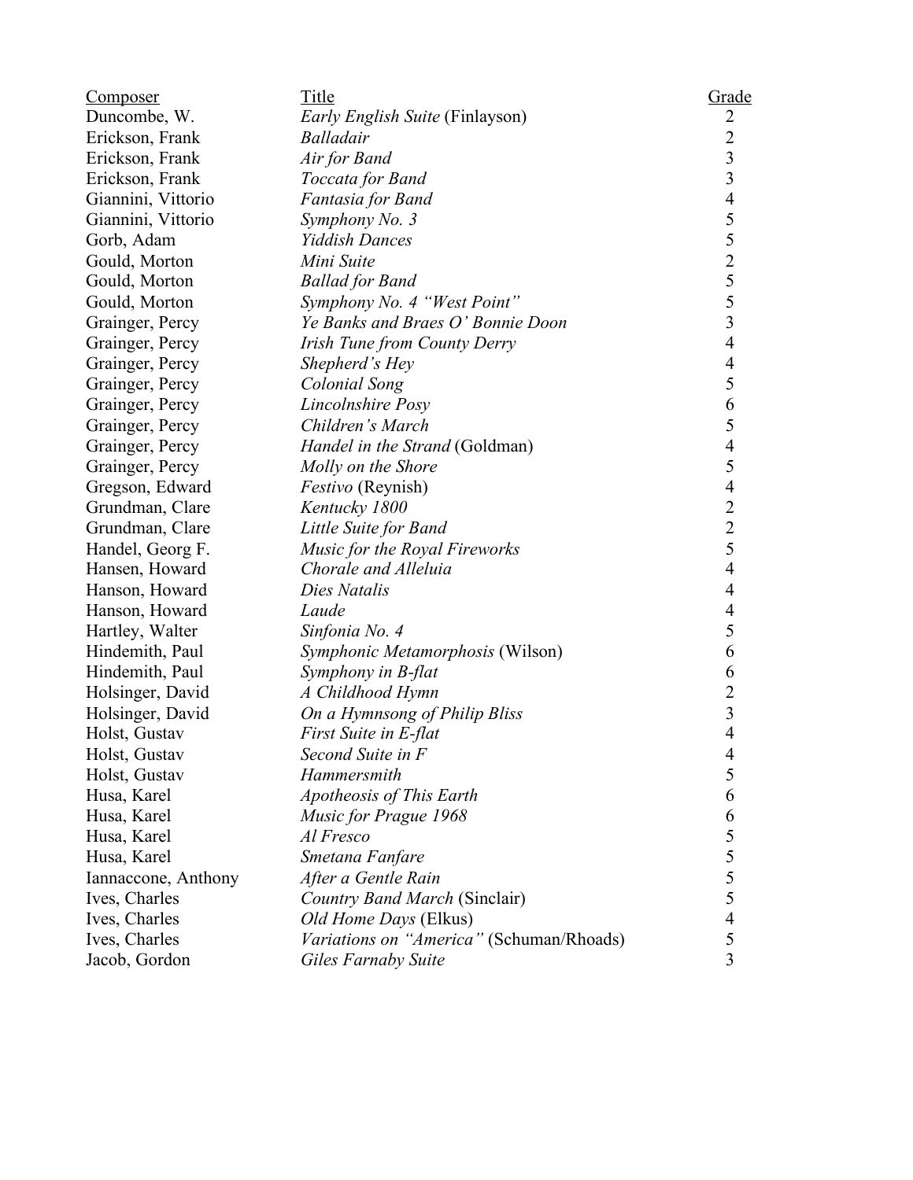| Composer | Title | Grade |
| --- | --- | --- |
| Duncombe, W. | *Early English Suite* (Finlayson) | 2 |
| Erickson, Frank | *Balladair* | 2 |
| Erickson, Frank | *Air for Band* | 3 |
| Erickson, Frank | *Toccata for Band* | 3 |
| Giannini, Vittorio | *Fantasia for Band* | 4 |
| Giannini, Vittorio | *Symphony No. 3* | 5 |
| Gorb, Adam | *Yiddish Dances* | 5 |
| Gould, Morton | *Mini Suite* | 2 |
| Gould, Morton | *Ballad for Band* | 5 |
| Gould, Morton | *Symphony No. 4 "West Point"* | 5 |
| Grainger, Percy | *Ye Banks and Braes O' Bonnie Doon* | 3 |
| Grainger, Percy | *Irish Tune from County Derry* | 4 |
| Grainger, Percy | *Shepherd's Hey* | 4 |
| Grainger, Percy | *Colonial Song* | 5 |
| Grainger, Percy | *Lincolnshire Posy* | 6 |
| Grainger, Percy | *Children's March* | 5 |
| Grainger, Percy | *Handel in the Strand* (Goldman) | 4 |
| Grainger, Percy | *Molly on the Shore* | 5 |
| Gregson, Edward | *Festivo* (Reynish) | 4 |
| Grundman, Clare | *Kentucky 1800* | 2 |
| Grundman, Clare | *Little Suite for Band* | 2 |
| Handel, Georg F. | *Music for the Royal Fireworks* | 5 |
| Hansen, Howard | *Chorale and Alleluia* | 4 |
| Hanson, Howard | *Dies Natalis* | 4 |
| Hanson, Howard | *Laude* | 4 |
| Hartley, Walter | *Sinfonia No. 4* | 5 |
| Hindemith, Paul | *Symphonic Metamorphosis* (Wilson) | 6 |
| Hindemith, Paul | *Symphony in B-flat* | 6 |
| Holsinger, David | *A Childhood Hymn* | 2 |
| Holsinger, David | *On a Hymnsong of Philip Bliss* | 3 |
| Holst, Gustav | *First Suite in E-flat* | 4 |
| Holst, Gustav | *Second Suite in F* | 4 |
| Holst, Gustav | *Hammersmith* | 5 |
| Husa, Karel | *Apotheosis of This Earth* | 6 |
| Husa, Karel | *Music for Prague 1968* | 6 |
| Husa, Karel | *Al Fresco* | 5 |
| Husa, Karel | *Smetana Fanfare* | 5 |
| Iannaccone, Anthony | *After a Gentle Rain* | 5 |
| Ives, Charles | *Country Band March* (Sinclair) | 5 |
| Ives, Charles | *Old Home Days* (Elkus) | 4 |
| Ives, Charles | *Variations on "America"* (Schuman/Rhoads) | 5 |
| Jacob, Gordon | *Giles Farnaby Suite* | 3 |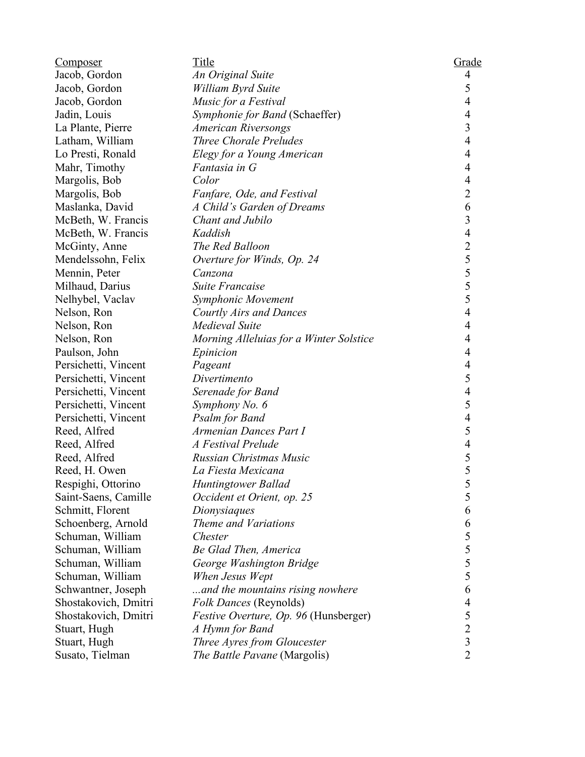| Composer | Title | Grade |
|---|---|---|
| Jacob, Gordon | *An Original Suite* | 4 |
| Jacob, Gordon | *William Byrd Suite* | 5 |
| Jacob, Gordon | *Music for a Festival* | 4 |
| Jadin, Louis | *Symphonie for Band* (Schaeffer) | 4 |
| La Plante, Pierre | *American Riversongs* | 3 |
| Latham, William | *Three Chorale Preludes* | 4 |
| Lo Presti, Ronald | *Elegy for a Young American* | 4 |
| Mahr, Timothy | *Fantasia in G* | 4 |
| Margolis, Bob | *Color* | 4 |
| Margolis, Bob | *Fanfare, Ode, and Festival* | 2 |
| Maslanka, David | *A Child's Garden of Dreams* | 6 |
| McBeth, W. Francis | *Chant and Jubilo* | 3 |
| McBeth, W. Francis | *Kaddish* | 4 |
| McGinty, Anne | *The Red Balloon* | 2 |
| Mendelssohn, Felix | *Overture for Winds, Op. 24* | 5 |
| Mennin, Peter | *Canzona* | 5 |
| Milhaud, Darius | *Suite Francaise* | 5 |
| Nelhybel, Vaclav | *Symphonic Movement* | 5 |
| Nelson, Ron | *Courtly Airs and Dances* | 4 |
| Nelson, Ron | *Medieval Suite* | 4 |
| Nelson, Ron | *Morning Alleluias for a Winter Solstice* | 4 |
| Paulson, John | *Epinicion* | 4 |
| Persichetti, Vincent | *Pageant* | 4 |
| Persichetti, Vincent | *Divertimento* | 5 |
| Persichetti, Vincent | *Serenade for Band* | 4 |
| Persichetti, Vincent | *Symphony No. 6* | 5 |
| Persichetti, Vincent | *Psalm for Band* | 4 |
| Reed, Alfred | *Armenian Dances Part I* | 5 |
| Reed, Alfred | *A Festival Prelude* | 4 |
| Reed, Alfred | *Russian Christmas Music* | 5 |
| Reed, H. Owen | *La Fiesta Mexicana* | 5 |
| Respighi, Ottorino | *Huntingtower Ballad* | 5 |
| Saint-Saens, Camille | *Occident et Orient, op. 25* | 5 |
| Schmitt, Florent | *Dionysiaques* | 6 |
| Schoenberg, Arnold | *Theme and Variations* | 6 |
| Schuman, William | *Chester* | 5 |
| Schuman, William | *Be Glad Then, America* | 5 |
| Schuman, William | *George Washington Bridge* | 5 |
| Schuman, William | *When Jesus Wept* | 5 |
| Schwantner, Joseph | *...and the mountains rising nowhere* | 6 |
| Shostakovich, Dmitri | *Folk Dances* (Reynolds) | 4 |
| Shostakovich, Dmitri | *Festive Overture, Op. 96* (Hunsberger) | 5 |
| Stuart, Hugh | *A Hymn for Band* | 2 |
| Stuart, Hugh | *Three Ayres from Gloucester* | 3 |
| Susato, Tielman | *The Battle Pavane* (Margolis) | 2 |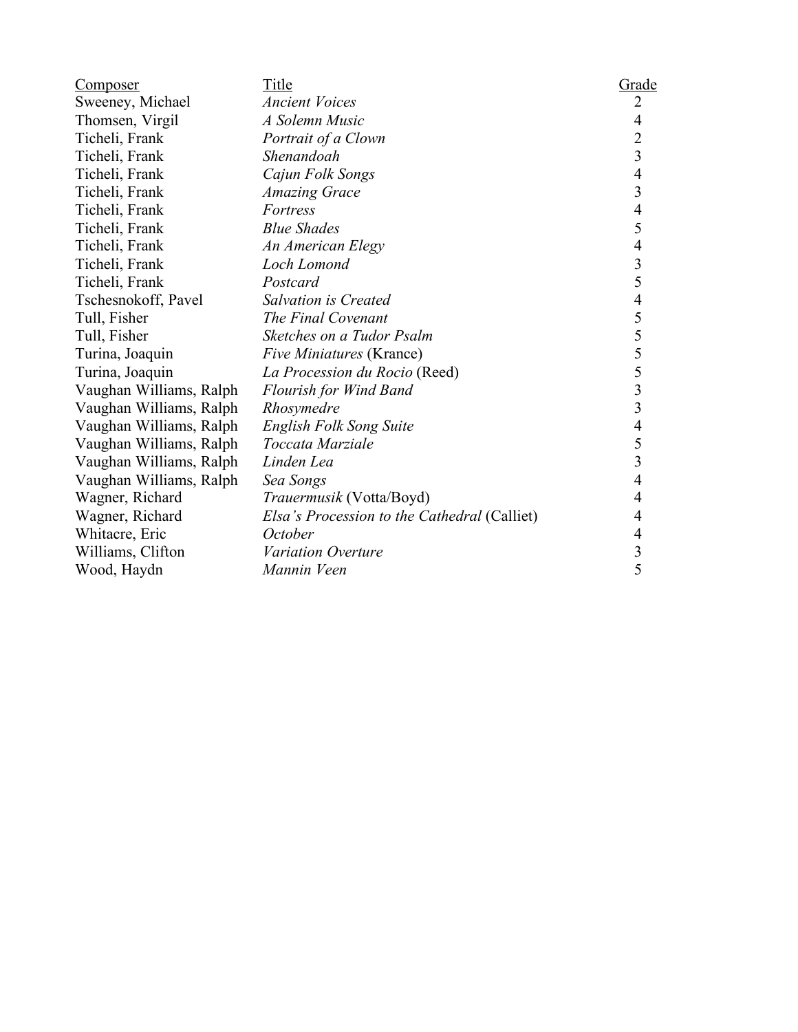| Composer | Title | Grade |
|---|---|---|
| Sweeney, Michael | *Ancient Voices* | 2 |
| Thomsen, Virgil | *A Solemn Music* | 4 |
| Ticheli, Frank | *Portrait of a Clown* | 2 |
| Ticheli, Frank | *Shenandoah* | 3 |
| Ticheli, Frank | *Cajun Folk Songs* | 4 |
| Ticheli, Frank | *Amazing Grace* | 3 |
| Ticheli, Frank | *Fortress* | 4 |
| Ticheli, Frank | *Blue Shades* | 5 |
| Ticheli, Frank | *An American Elegy* | 4 |
| Ticheli, Frank | *Loch Lomond* | 3 |
| Ticheli, Frank | *Postcard* | 5 |
| Tschesnokoff, Pavel | *Salvation is Created* | 4 |
| Tull, Fisher | *The Final Covenant* | 5 |
| Tull, Fisher | *Sketches on a Tudor Psalm* | 5 |
| Turina, Joaquin | *Five Miniatures* (Krance) | 5 |
| Turina, Joaquin | *La Procession du Rocio* (Reed) | 5 |
| Vaughan Williams, Ralph | *Flourish for Wind Band* | 3 |
| Vaughan Williams, Ralph | *Rhosymedre* | 3 |
| Vaughan Williams, Ralph | *English Folk Song Suite* | 4 |
| Vaughan Williams, Ralph | *Toccata Marziale* | 5 |
| Vaughan Williams, Ralph | *Linden Lea* | 3 |
| Vaughan Williams, Ralph | *Sea Songs* | 4 |
| Wagner, Richard | *Trauermusik* (Votta/Boyd) | 4 |
| Wagner, Richard | *Elsa's Procession to the Cathedral* (Calliet) | 4 |
| Whitacre, Eric | *October* | 4 |
| Williams, Clifton | *Variation Overture* | 3 |
| Wood, Haydn | *Mannin Veen* | 5 |